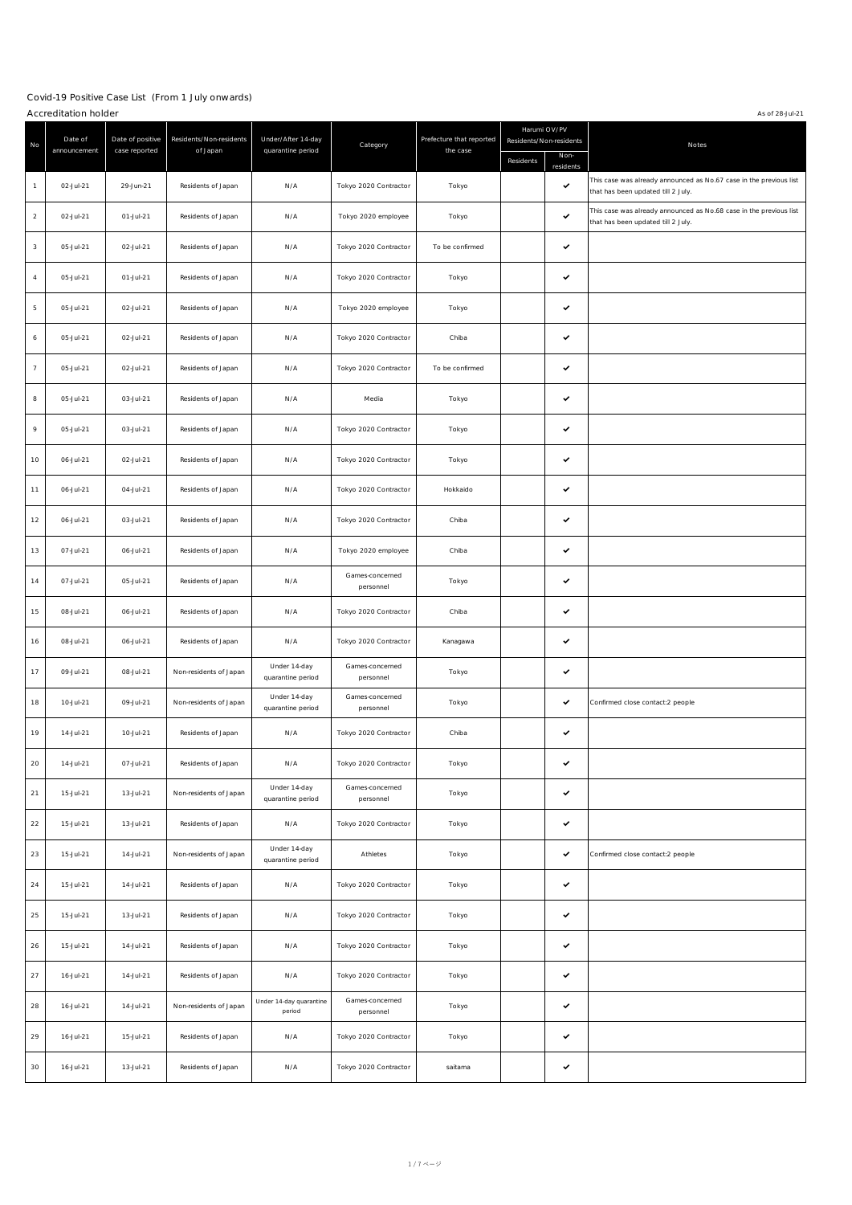Covid-19 Positive Case List (From 1 July onwards)

Accreditation holder

As of 28-Jul-21

| No | Date of announcement | Date of positive case reported | Residents/Non-residents of Japan | Under/After 14-day quarantine period | Category | Prefecture that reported the case | Harumi OV/PV Residents/Non-residents | | Notes |
|---|---|---|---|---|---|---|---|---|---|
| | | | | | | | Residents | Non-residents | |
| 1 | 02-Jul-21 | 29-Jun-21 | Residents of Japan | N/A | Tokyo 2020 Contractor | Tokyo | | ✔ | This case was already announced as No.67 case in the previous list that has been updated till 2 July. |
| 2 | 02-Jul-21 | 01-Jul-21 | Residents of Japan | N/A | Tokyo 2020 employee | Tokyo | | ✔ | This case was already announced as No.68 case in the previous list that has been updated till 2 July. |
| 3 | 05-Jul-21 | 02-Jul-21 | Residents of Japan | N/A | Tokyo 2020 Contractor | To be confirmed | | ✔ | |
| 4 | 05-Jul-21 | 01-Jul-21 | Residents of Japan | N/A | Tokyo 2020 Contractor | Tokyo | | ✔ | |
| 5 | 05-Jul-21 | 02-Jul-21 | Residents of Japan | N/A | Tokyo 2020 employee | Tokyo | | ✔ | |
| 6 | 05-Jul-21 | 02-Jul-21 | Residents of Japan | N/A | Tokyo 2020 Contractor | Chiba | | ✔ | |
| 7 | 05-Jul-21 | 02-Jul-21 | Residents of Japan | N/A | Tokyo 2020 Contractor | To be confirmed | | ✔ | |
| 8 | 05-Jul-21 | 03-Jul-21 | Residents of Japan | N/A | Media | Tokyo | | ✔ | |
| 9 | 05-Jul-21 | 03-Jul-21 | Residents of Japan | N/A | Tokyo 2020 Contractor | Tokyo | | ✔ | |
| 10 | 06-Jul-21 | 02-Jul-21 | Residents of Japan | N/A | Tokyo 2020 Contractor | Tokyo | | ✔ | |
| 11 | 06-Jul-21 | 04-Jul-21 | Residents of Japan | N/A | Tokyo 2020 Contractor | Hokkaido | | ✔ | |
| 12 | 06-Jul-21 | 03-Jul-21 | Residents of Japan | N/A | Tokyo 2020 Contractor | Chiba | | ✔ | |
| 13 | 07-Jul-21 | 06-Jul-21 | Residents of Japan | N/A | Tokyo 2020 employee | Chiba | | ✔ | |
| 14 | 07-Jul-21 | 05-Jul-21 | Residents of Japan | N/A | Games-concerned personnel | Tokyo | | ✔ | |
| 15 | 08-Jul-21 | 06-Jul-21 | Residents of Japan | N/A | Tokyo 2020 Contractor | Chiba | | ✔ | |
| 16 | 08-Jul-21 | 06-Jul-21 | Residents of Japan | N/A | Tokyo 2020 Contractor | Kanagawa | | ✔ | |
| 17 | 09-Jul-21 | 08-Jul-21 | Non-residents of Japan | Under 14-day quarantine period | Games-concerned personnel | Tokyo | | ✔ | |
| 18 | 10-Jul-21 | 09-Jul-21 | Non-residents of Japan | Under 14-day quarantine period | Games-concerned personnel | Tokyo | | ✔ | Confirmed close contact:2 people |
| 19 | 14-Jul-21 | 10-Jul-21 | Residents of Japan | N/A | Tokyo 2020 Contractor | Chiba | | ✔ | |
| 20 | 14-Jul-21 | 07-Jul-21 | Residents of Japan | N/A | Tokyo 2020 Contractor | Tokyo | | ✔ | |
| 21 | 15-Jul-21 | 13-Jul-21 | Non-residents of Japan | Under 14-day quarantine period | Games-concerned personnel | Tokyo | | ✔ | |
| 22 | 15-Jul-21 | 13-Jul-21 | Residents of Japan | N/A | Tokyo 2020 Contractor | Tokyo | | ✔ | |
| 23 | 15-Jul-21 | 14-Jul-21 | Non-residents of Japan | Under 14-day quarantine period | Athletes | Tokyo | | ✔ | Confirmed close contact:2 people |
| 24 | 15-Jul-21 | 14-Jul-21 | Residents of Japan | N/A | Tokyo 2020 Contractor | Tokyo | | ✔ | |
| 25 | 15-Jul-21 | 13-Jul-21 | Residents of Japan | N/A | Tokyo 2020 Contractor | Tokyo | | ✔ | |
| 26 | 15-Jul-21 | 14-Jul-21 | Residents of Japan | N/A | Tokyo 2020 Contractor | Tokyo | | ✔ | |
| 27 | 16-Jul-21 | 14-Jul-21 | Residents of Japan | N/A | Tokyo 2020 Contractor | Tokyo | | ✔ | |
| 28 | 16-Jul-21 | 14-Jul-21 | Non-residents of Japan | Under 14-day quarantine period | Games-concerned personnel | Tokyo | | ✔ | |
| 29 | 16-Jul-21 | 15-Jul-21 | Residents of Japan | N/A | Tokyo 2020 Contractor | Tokyo | | ✔ | |
| 30 | 16-Jul-21 | 13-Jul-21 | Residents of Japan | N/A | Tokyo 2020 Contractor | saitama | | ✔ | |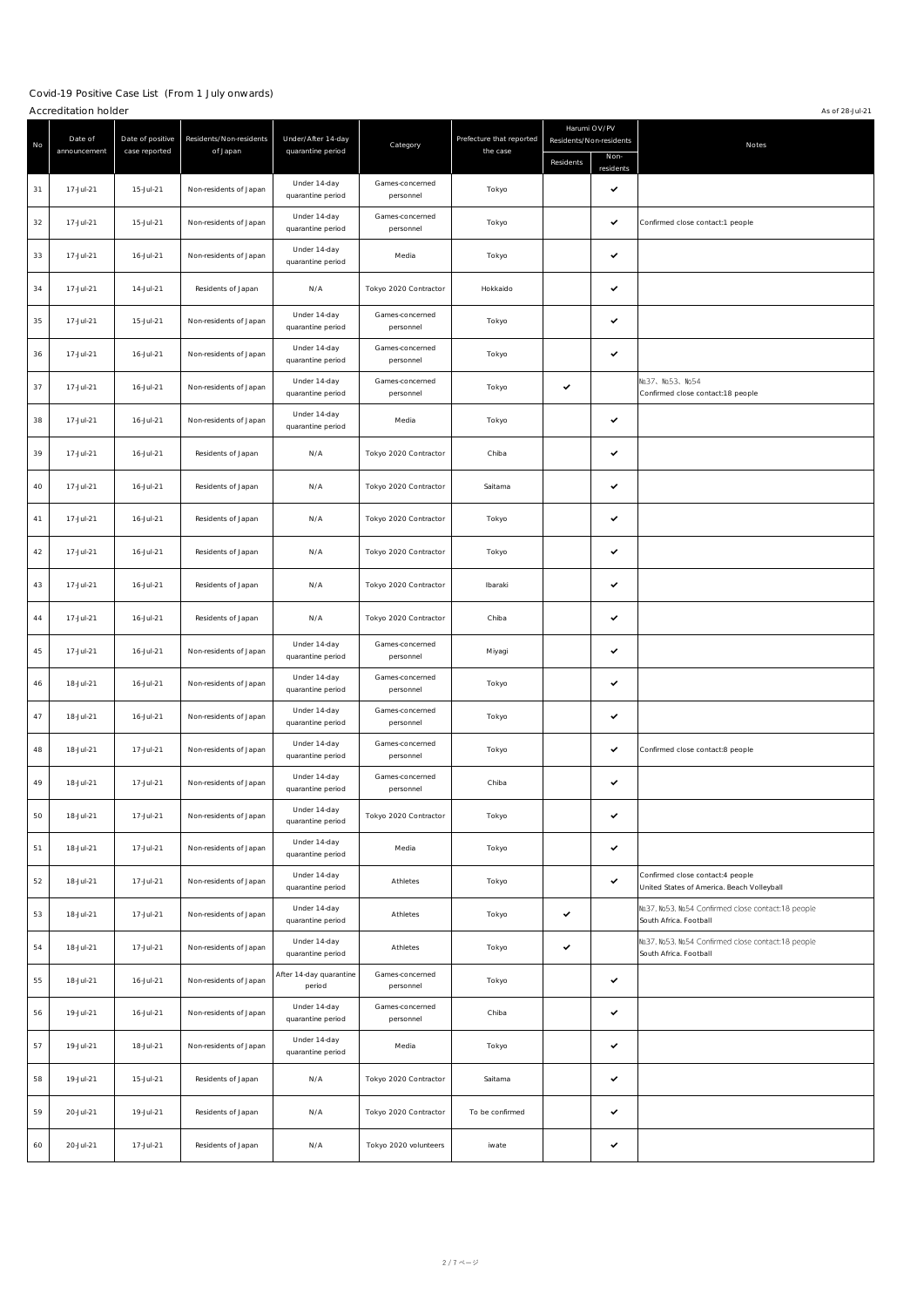Covid-19 Positive Case List (From 1 July onwards)

Accreditation holder

As of 28-Jul-21

| No | Date of announcement | Date of positive case reported | Residents/Non-residents of Japan | Under/After 14-day quarantine period | Category | Prefecture that reported the case | Harumi OV/PV Residents/Non-residents | | Notes |
|---|---|---|---|---|---|---|---|---|---|
| | | | | | | | Residents | Non-residents | |
| 31 | 17-Jul-21 | 15-Jul-21 | Non-residents of Japan | Under 14-day quarantine period | Games-concerned personnel | Tokyo | | ✔ | |
| 32 | 17-Jul-21 | 15-Jul-21 | Non-residents of Japan | Under 14-day quarantine period | Games-concerned personnel | Tokyo | | ✔ | Confirmed close contact:1 people |
| 33 | 17-Jul-21 | 16-Jul-21 | Non-residents of Japan | Under 14-day quarantine period | Media | Tokyo | | ✔ | |
| 34 | 17-Jul-21 | 14-Jul-21 | Residents of Japan | N/A | Tokyo 2020 Contractor | Hokkaido | | ✔ | |
| 35 | 17-Jul-21 | 15-Jul-21 | Non-residents of Japan | Under 14-day quarantine period | Games-concerned personnel | Tokyo | | ✔ | |
| 36 | 17-Jul-21 | 16-Jul-21 | Non-residents of Japan | Under 14-day quarantine period | Games-concerned personnel | Tokyo | | ✔ | |
| 37 | 17-Jul-21 | 16-Jul-21 | Non-residents of Japan | Under 14-day quarantine period | Games-concerned personnel | Tokyo | ✔ | | №37、№53、№54 Confirmed close contact:18 people |
| 38 | 17-Jul-21 | 16-Jul-21 | Non-residents of Japan | Under 14-day quarantine period | Media | Tokyo | | ✔ | |
| 39 | 17-Jul-21 | 16-Jul-21 | Residents of Japan | N/A | Tokyo 2020 Contractor | Chiba | | ✔ | |
| 40 | 17-Jul-21 | 16-Jul-21 | Residents of Japan | N/A | Tokyo 2020 Contractor | Saitama | | ✔ | |
| 41 | 17-Jul-21 | 16-Jul-21 | Residents of Japan | N/A | Tokyo 2020 Contractor | Tokyo | | ✔ | |
| 42 | 17-Jul-21 | 16-Jul-21 | Residents of Japan | N/A | Tokyo 2020 Contractor | Tokyo | | ✔ | |
| 43 | 17-Jul-21 | 16-Jul-21 | Residents of Japan | N/A | Tokyo 2020 Contractor | Ibaraki | | ✔ | |
| 44 | 17-Jul-21 | 16-Jul-21 | Residents of Japan | N/A | Tokyo 2020 Contractor | Chiba | | ✔ | |
| 45 | 17-Jul-21 | 16-Jul-21 | Non-residents of Japan | Under 14-day quarantine period | Games-concerned personnel | Miyagi | | ✔ | |
| 46 | 18-Jul-21 | 16-Jul-21 | Non-residents of Japan | Under 14-day quarantine period | Games-concerned personnel | Tokyo | | ✔ | |
| 47 | 18-Jul-21 | 16-Jul-21 | Non-residents of Japan | Under 14-day quarantine period | Games-concerned personnel | Tokyo | | ✔ | |
| 48 | 18-Jul-21 | 17-Jul-21 | Non-residents of Japan | Under 14-day quarantine period | Games-concerned personnel | Tokyo | | ✔ | Confirmed close contact:8 people |
| 49 | 18-Jul-21 | 17-Jul-21 | Non-residents of Japan | Under 14-day quarantine period | Games-concerned personnel | Chiba | | ✔ | |
| 50 | 18-Jul-21 | 17-Jul-21 | Non-residents of Japan | Under 14-day quarantine period | Tokyo 2020 Contractor | Tokyo | | ✔ | |
| 51 | 18-Jul-21 | 17-Jul-21 | Non-residents of Japan | Under 14-day quarantine period | Media | Tokyo | | ✔ | |
| 52 | 18-Jul-21 | 17-Jul-21 | Non-residents of Japan | Under 14-day quarantine period | Athletes | Tokyo | | ✔ | Confirmed close contact:4 people United States of America. Beach Volleyball |
| 53 | 18-Jul-21 | 17-Jul-21 | Non-residents of Japan | Under 14-day quarantine period | Athletes | Tokyo | ✔ | | №37,№53,№54 Confirmed close contact:18 people South Africa. Football |
| 54 | 18-Jul-21 | 17-Jul-21 | Non-residents of Japan | Under 14-day quarantine period | Athletes | Tokyo | ✔ | | №37,№53,№54 Confirmed close contact:18 people South Africa. Football |
| 55 | 18-Jul-21 | 16-Jul-21 | Non-residents of Japan | After 14-day quarantine period | Games-concerned personnel | Tokyo | | ✔ | |
| 56 | 19-Jul-21 | 16-Jul-21 | Non-residents of Japan | Under 14-day quarantine period | Games-concerned personnel | Chiba | | ✔ | |
| 57 | 19-Jul-21 | 18-Jul-21 | Non-residents of Japan | Under 14-day quarantine period | Media | Tokyo | | ✔ | |
| 58 | 19-Jul-21 | 15-Jul-21 | Residents of Japan | N/A | Tokyo 2020 Contractor | Saitama | | ✔ | |
| 59 | 20-Jul-21 | 19-Jul-21 | Residents of Japan | N/A | Tokyo 2020 Contractor | To be confirmed | | ✔ | |
| 60 | 20-Jul-21 | 17-Jul-21 | Residents of Japan | N/A | Tokyo 2020 volunteers | iwate | | ✔ | |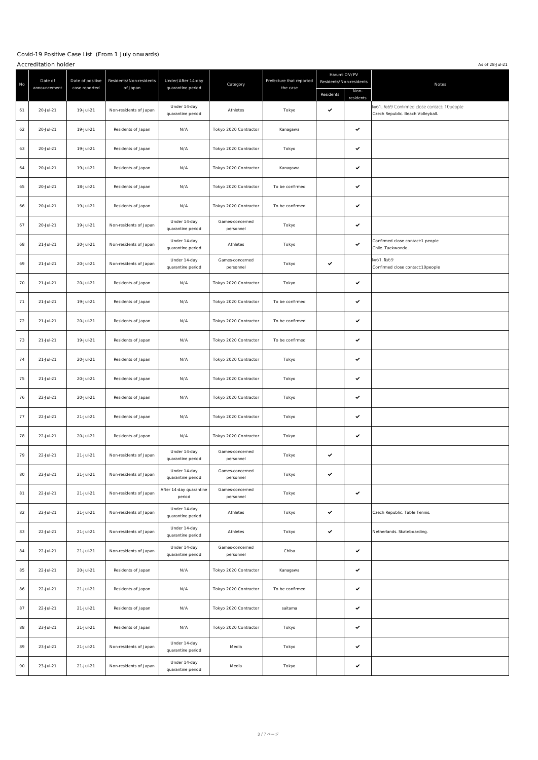Covid-19 Positive Case List (From 1 July onwards)

Accreditation holder

As of 28-Jul-21

| No | Date of announcement | Date of positive case reported | Residents/Non-residents of Japan | Under/After 14-day quarantine period | Category | Prefecture that reported the case | Harumi OV/PV Residents/Non-residents | | Notes |
|---|---|---|---|---|---|---|---|---|---|
| | | | | | | | Residents | Non-residents | |
| 61 | 20-Jul-21 | 19-Jul-21 | Non-residents of Japan | Under 14-day quarantine period | Athletes | Tokyo | ✔ | | №61. №69 Confirmed close contact: 10people Czech Republic. Beach Volleyball. |
| 62 | 20-Jul-21 | 19-Jul-21 | Residents of Japan | N/A | Tokyo 2020 Contractor | Kanagawa | | ✔ | |
| 63 | 20-Jul-21 | 19-Jul-21 | Residents of Japan | N/A | Tokyo 2020 Contractor | Tokyo | | ✔ | |
| 64 | 20-Jul-21 | 19-Jul-21 | Residents of Japan | N/A | Tokyo 2020 Contractor | Kanagawa | | ✔ | |
| 65 | 20-Jul-21 | 18-Jul-21 | Residents of Japan | N/A | Tokyo 2020 Contractor | To be confirmed | | ✔ | |
| 66 | 20-Jul-21 | 19-Jul-21 | Residents of Japan | N/A | Tokyo 2020 Contractor | To be confirmed | | ✔ | |
| 67 | 20-Jul-21 | 19-Jul-21 | Non-residents of Japan | Under 14-day quarantine period | Games-concerned personnel | Tokyo | | ✔ | |
| 68 | 21-Jul-21 | 20-Jul-21 | Non-residents of Japan | Under 14-day quarantine period | Athletes | Tokyo | | ✔ | Confirmed close contact:1 people Chile. Taekwondo. |
| 69 | 21-Jul-21 | 20-Jul-21 | Non-residents of Japan | Under 14-day quarantine period | Games-concerned personnel | Tokyo | ✔ | | №61. №69 Confirmed close contact:10people |
| 70 | 21-Jul-21 | 20-Jul-21 | Residents of Japan | N/A | Tokyo 2020 Contractor | Tokyo | | ✔ | |
| 71 | 21-Jul-21 | 19-Jul-21 | Residents of Japan | N/A | Tokyo 2020 Contractor | To be confirmed | | ✔ | |
| 72 | 21-Jul-21 | 20-Jul-21 | Residents of Japan | N/A | Tokyo 2020 Contractor | To be confirmed | | ✔ | |
| 73 | 21-Jul-21 | 19-Jul-21 | Residents of Japan | N/A | Tokyo 2020 Contractor | To be confirmed | | ✔ | |
| 74 | 21-Jul-21 | 20-Jul-21 | Residents of Japan | N/A | Tokyo 2020 Contractor | Tokyo | | ✔ | |
| 75 | 21-Jul-21 | 20-Jul-21 | Residents of Japan | N/A | Tokyo 2020 Contractor | Tokyo | | ✔ | |
| 76 | 22-Jul-21 | 20-Jul-21 | Residents of Japan | N/A | Tokyo 2020 Contractor | Tokyo | | ✔ | |
| 77 | 22-Jul-21 | 21-Jul-21 | Residents of Japan | N/A | Tokyo 2020 Contractor | Tokyo | | ✔ | |
| 78 | 22-Jul-21 | 20-Jul-21 | Residents of Japan | N/A | Tokyo 2020 Contractor | Tokyo | | ✔ | |
| 79 | 22-Jul-21 | 21-Jul-21 | Non-residents of Japan | Under 14-day quarantine period | Games-concerned personnel | Tokyo | ✔ | | |
| 80 | 22-Jul-21 | 21-Jul-21 | Non-residents of Japan | Under 14-day quarantine period | Games-concerned personnel | Tokyo | ✔ | | |
| 81 | 22-Jul-21 | 21-Jul-21 | Non-residents of Japan | After 14-day quarantine period | Games-concerned personnel | Tokyo | | ✔ | |
| 82 | 22-Jul-21 | 21-Jul-21 | Non-residents of Japan | Under 14-day quarantine period | Athletes | Tokyo | ✔ | | Czech Republic. Table Tennis. |
| 83 | 22-Jul-21 | 21-Jul-21 | Non-residents of Japan | Under 14-day quarantine period | Athletes | Tokyo | ✔ | | Netherlands. Skateboarding. |
| 84 | 22-Jul-21 | 21-Jul-21 | Non-residents of Japan | Under 14-day quarantine period | Games-concerned personnel | Chiba | | ✔ | |
| 85 | 22-Jul-21 | 20-Jul-21 | Residents of Japan | N/A | Tokyo 2020 Contractor | Kanagawa | | ✔ | |
| 86 | 22-Jul-21 | 21-Jul-21 | Residents of Japan | N/A | Tokyo 2020 Contractor | To be confirmed | | ✔ | |
| 87 | 22-Jul-21 | 21-Jul-21 | Residents of Japan | N/A | Tokyo 2020 Contractor | saitama | | ✔ | |
| 88 | 23-Jul-21 | 21-Jul-21 | Residents of Japan | N/A | Tokyo 2020 Contractor | Tokyo | | ✔ | |
| 89 | 23-Jul-21 | 21-Jul-21 | Non-residents of Japan | Under 14-day quarantine period | Media | Tokyo | | ✔ | |
| 90 | 23-Jul-21 | 21-Jul-21 | Non-residents of Japan | Under 14-day quarantine period | Media | Tokyo | | ✔ | |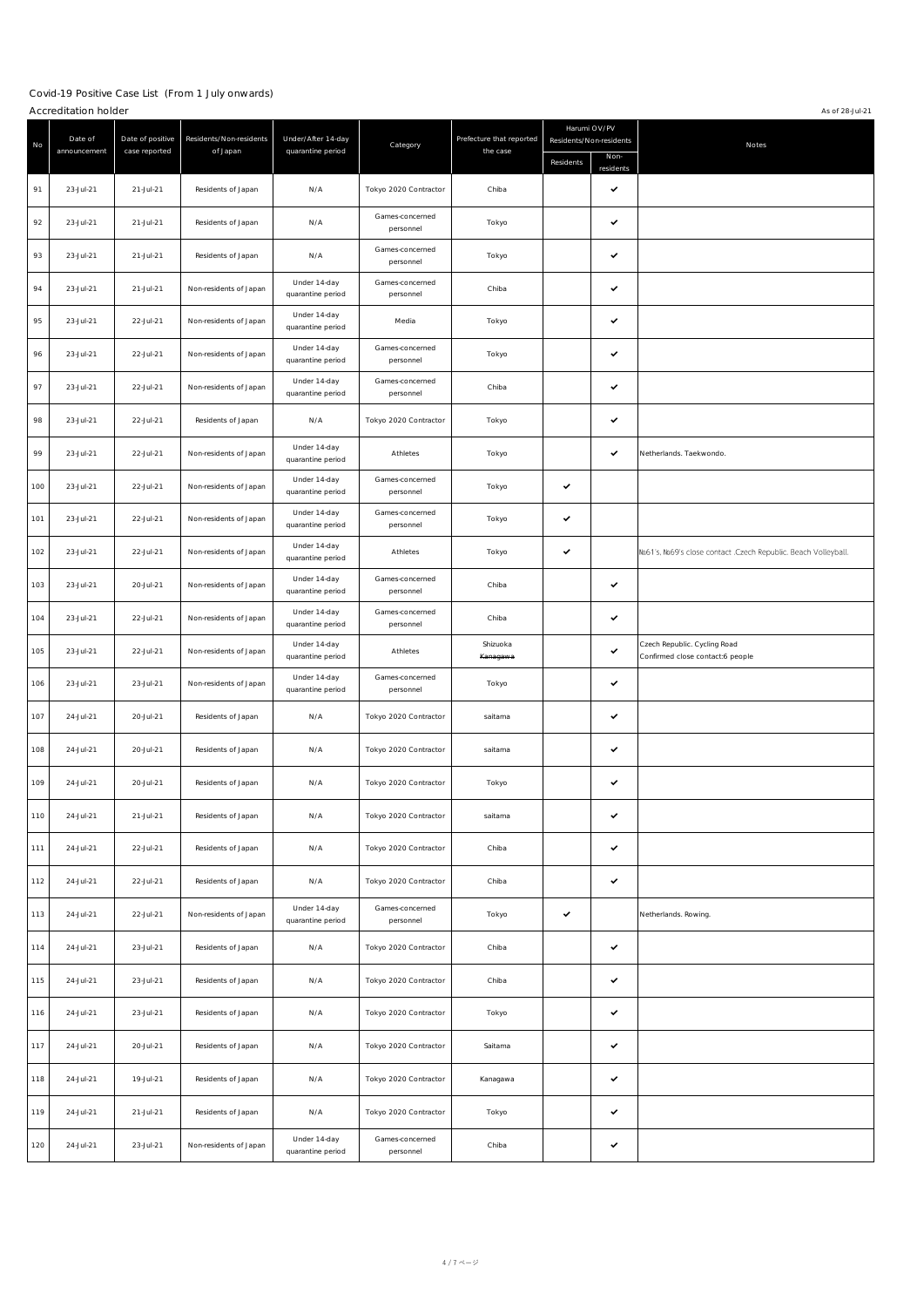Covid-19 Positive Case List (From 1 July onwards)

Accreditation holder

As of 28-Jul-21

| No | Date of announcement | Date of positive case reported | Residents/Non-residents of Japan | Under/After 14-day quarantine period | Category | Prefecture that reported the case | Harumi OV/PV Residents/Non-residents | | Notes |
|---|---|---|---|---|---|---|---|---|---|
| | | | | | | | Residents | Non-residents | |
| 91 | 23-Jul-21 | 21-Jul-21 | Residents of Japan | N/A | Tokyo 2020 Contractor | Chiba | | ✔ | |
| 92 | 23-Jul-21 | 21-Jul-21 | Residents of Japan | N/A | Games-concerned personnel | Tokyo | | ✔ | |
| 93 | 23-Jul-21 | 21-Jul-21 | Residents of Japan | N/A | Games-concerned personnel | Tokyo | | ✔ | |
| 94 | 23-Jul-21 | 21-Jul-21 | Non-residents of Japan | Under 14-day quarantine period | Games-concerned personnel | Chiba | | ✔ | |
| 95 | 23-Jul-21 | 22-Jul-21 | Non-residents of Japan | Under 14-day quarantine period | Media | Tokyo | | ✔ | |
| 96 | 23-Jul-21 | 22-Jul-21 | Non-residents of Japan | Under 14-day quarantine period | Games-concerned personnel | Tokyo | | ✔ | |
| 97 | 23-Jul-21 | 22-Jul-21 | Non-residents of Japan | Under 14-day quarantine period | Games-concerned personnel | Chiba | | ✔ | |
| 98 | 23-Jul-21 | 22-Jul-21 | Residents of Japan | N/A | Tokyo 2020 Contractor | Tokyo | | ✔ | |
| 99 | 23-Jul-21 | 22-Jul-21 | Non-residents of Japan | Under 14-day quarantine period | Athletes | Tokyo | | ✔ | Netherlands. Taekwondo. |
| 100 | 23-Jul-21 | 22-Jul-21 | Non-residents of Japan | Under 14-day quarantine period | Games-concerned personnel | Tokyo | ✔ | | |
| 101 | 23-Jul-21 | 22-Jul-21 | Non-residents of Japan | Under 14-day quarantine period | Games-concerned personnel | Tokyo | ✔ | | |
| 102 | 23-Jul-21 | 22-Jul-21 | Non-residents of Japan | Under 14-day quarantine period | Athletes | Tokyo | ✔ | | №61's, №69's close contact .Czech Republic. Beach Volleyball. |
| 103 | 23-Jul-21 | 20-Jul-21 | Non-residents of Japan | Under 14-day quarantine period | Games-concerned personnel | Chiba | | ✔ | |
| 104 | 23-Jul-21 | 22-Jul-21 | Non-residents of Japan | Under 14-day quarantine period | Games-concerned personnel | Chiba | | ✔ | |
| 105 | 23-Jul-21 | 22-Jul-21 | Non-residents of Japan | Under 14-day quarantine period | Athletes | Shizuoka ~~Kanagawa~~ | | ✔ | Czech Republic. Cycling Road Confirmed close contact:6 people |
| 106 | 23-Jul-21 | 23-Jul-21 | Non-residents of Japan | Under 14-day quarantine period | Games-concerned personnel | Tokyo | | ✔ | |
| 107 | 24-Jul-21 | 20-Jul-21 | Residents of Japan | N/A | Tokyo 2020 Contractor | saitama | | ✔ | |
| 108 | 24-Jul-21 | 20-Jul-21 | Residents of Japan | N/A | Tokyo 2020 Contractor | saitama | | ✔ | |
| 109 | 24-Jul-21 | 20-Jul-21 | Residents of Japan | N/A | Tokyo 2020 Contractor | Tokyo | | ✔ | |
| 110 | 24-Jul-21 | 21-Jul-21 | Residents of Japan | N/A | Tokyo 2020 Contractor | saitama | | ✔ | |
| 111 | 24-Jul-21 | 22-Jul-21 | Residents of Japan | N/A | Tokyo 2020 Contractor | Chiba | | ✔ | |
| 112 | 24-Jul-21 | 22-Jul-21 | Residents of Japan | N/A | Tokyo 2020 Contractor | Chiba | | ✔ | |
| 113 | 24-Jul-21 | 22-Jul-21 | Non-residents of Japan | Under 14-day quarantine period | Games-concerned personnel | Tokyo | ✔ | | Netherlands. Rowing. |
| 114 | 24-Jul-21 | 23-Jul-21 | Residents of Japan | N/A | Tokyo 2020 Contractor | Chiba | | ✔ | |
| 115 | 24-Jul-21 | 23-Jul-21 | Residents of Japan | N/A | Tokyo 2020 Contractor | Chiba | | ✔ | |
| 116 | 24-Jul-21 | 23-Jul-21 | Residents of Japan | N/A | Tokyo 2020 Contractor | Tokyo | | ✔ | |
| 117 | 24-Jul-21 | 20-Jul-21 | Residents of Japan | N/A | Tokyo 2020 Contractor | Saitama | | ✔ | |
| 118 | 24-Jul-21 | 19-Jul-21 | Residents of Japan | N/A | Tokyo 2020 Contractor | Kanagawa | | ✔ | |
| 119 | 24-Jul-21 | 21-Jul-21 | Residents of Japan | N/A | Tokyo 2020 Contractor | Tokyo | | ✔ | |
| 120 | 24-Jul-21 | 23-Jul-21 | Non-residents of Japan | Under 14-day quarantine period | Games-concerned personnel | Chiba | | ✔ | |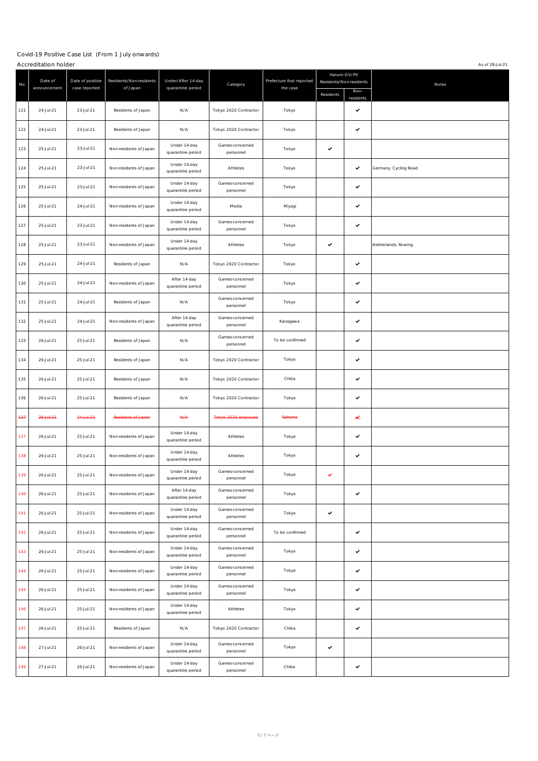Covid-19 Positive Case List (From 1 July onwards)

Accreditation holder

As of 28-Jul-21

| No | Date of announcement | Date of positive case reported | Residents/Non-residents of Japan | Under/After 14-day quarantine period | Category | Prefecture that reported the case | Harumi OV/PV Residents/Non-residents | | Notes |
|---|---|---|---|---|---|---|---|---|---|
| | | | | | | | Residents | Non-residents | |
| 121 | 24-Jul-21 | 23-Jul-21 | Residents of Japan | N/A | Tokyo 2020 Contractor | Tokyo | | ✔ | |
| 122 | 24-Jul-21 | 23-Jul-21 | Residents of Japan | N/A | Tokyo 2020 Contractor | Tokyo | | ✔ | |
| 123 | 25-Jul-21 | 23-Jul-21 | Non-residents of Japan | Under 14-day quarantine period | Games-concerned personnel | Tokyo | ✔ | | |
| 124 | 25-Jul-21 | 23-Jul-21 | Non-residents of Japan | Under 14-day quarantine period | Athletes | Tokyo | | ✔ | Germany. Cycling Road. |
| 125 | 25-Jul-21 | 23-Jul-21 | Non-residents of Japan | Under 14-day quarantine period | Games-concerned personnel | Tokyo | | ✔ | |
| 126 | 25-Jul-21 | 24-Jul-21 | Non-residents of Japan | Under 14-day quarantine period | Media | Miyagi | | ✔ | |
| 127 | 25-Jul-21 | 23-Jul-21 | Non-residents of Japan | Under 14-day quarantine period | Games-concerned personnel | Tokyo | | ✔ | |
| 128 | 25-Jul-21 | 23-Jul-21 | Non-residents of Japan | Under 14-day quarantine period | Athletes | Tokyo | ✔ | | Netherlands. Rowing. |
| 129 | 25-Jul-21 | 24-Jul-21 | Residents of Japan | N/A | Tokyo 2020 Contractor | Tokyo | | ✔ | |
| 130 | 25-Jul-21 | 24-Jul-21 | Non-residents of Japan | After 14-day quarantine period | Games-concerned personnel | Tokyo | | ✔ | |
| 131 | 25-Jul-21 | 24-Jul-21 | Residents of Japan | N/A | Games-concerned personnel | Tokyo | | ✔ | |
| 132 | 25-Jul-21 | 24-Jul-21 | Non-residents of Japan | After 14-day quarantine period | Games-concerned personnel | Kanagawa | | ✔ | |
| 133 | 26-Jul-21 | 25-Jul-21 | Residents of Japan | N/A | Games-concerned personnel | To be confirmed | | ✔ | |
| 134 | 26-Jul-21 | 25-Jul-21 | Residents of Japan | N/A | Tokyo 2020 Contractor | Tokyo | | ✔ | |
| 135 | 26-Jul-21 | 25-Jul-21 | Residents of Japan | N/A | Tokyo 2020 Contractor | Chiba | | ✔ | |
| 136 | 26-Jul-21 | 25-Jul-21 | Residents of Japan | N/A | Tokyo 2020 Contractor | Tokyo | | ✔ | |
| ~~137~~ | ~~26-Jul-21~~ | ~~24-Jul-21~~ | ~~Residents of Japan~~ | ~~N/A~~ | ~~Tokyo 2020 employee~~ | ~~Saitama~~ | | ~~✔~~ | |
| 137 | 26-Jul-21 | 25-Jul-21 | Non-residents of Japan | Under 14-day quarantine period | Athletes | Tokyo | | ✔ | |
| 138 | 26-Jul-21 | 25-Jul-21 | Non-residents of Japan | Under 14-day quarantine period | Athletes | Tokyo | | ✔ | |
| 139 | 26-Jul-21 | 25-Jul-21 | Non-residents of Japan | Under 14-day quarantine period | Games-concerned personnel | Tokyo | ✔ | | |
| 140 | 26-Jul-21 | 25-Jul-21 | Non-residents of Japan | After 14-day quarantine period | Games-concerned personnel | Tokyo | | ✔ | |
| 141 | 26-Jul-21 | 25-Jul-21 | Non-residents of Japan | Under 14-day quarantine period | Games-concerned personnel | Tokyo | ✔ | | |
| 142 | 26-Jul-21 | 25-Jul-21 | Non-residents of Japan | Under 14-day quarantine period | Games-concerned personnel | To be confirmed | | ✔ | |
| 143 | 26-Jul-21 | 25-Jul-21 | Non-residents of Japan | Under 14-day quarantine period | Games-concerned personnel | Tokyo | | ✔ | |
| 144 | 26-Jul-21 | 25-Jul-21 | Non-residents of Japan | Under 14-day quarantine period | Games-concerned personnel | Tokyo | | ✔ | |
| 145 | 26-Jul-21 | 25-Jul-21 | Non-residents of Japan | Under 14-day quarantine period | Games-concerned personnel | Tokyo | | ✔ | |
| 146 | 26-Jul-21 | 25-Jul-21 | Non-residents of Japan | Under 14-day quarantine period | Athletes | Tokyo | | ✔ | |
| 147 | 26-Jul-21 | 25-Jul-21 | Residents of Japan | N/A | Tokyo 2020 Contractor | Chiba | | ✔ | |
| 148 | 27-Jul-21 | 26-Jul-21 | Non-residents of Japan | Under 14-day quarantine period | Games-concerned personnel | Tokyo | ✔ | | |
| 149 | 27-Jul-21 | 26-Jul-21 | Non-residents of Japan | Under 14-day quarantine period | Games-concerned personnel | Chiba | | ✔ | |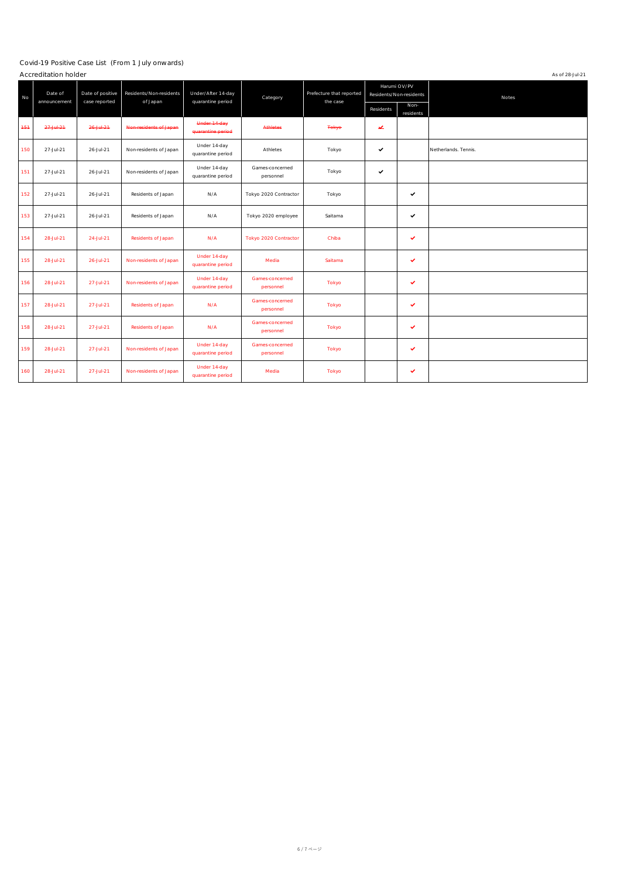Covid-19 Positive Case List (From 1 July onwards)

Accreditation holder

As of 28-Jul-21

| No | Date of announcement | Date of positive case reported | Residents/Non-residents of Japan | Under/After 14-day quarantine period | Category | Prefecture that reported the case | Harumi OV/PV Residents/Non-residents | | Notes |
|---|---|---|---|---|---|---|---|---|---|
| | | | | | | | Residents | Non-residents | |
| ~~151~~ | ~~27-Jul-21~~ | ~~26-Jul-21~~ | ~~Non-residents of Japan~~ | ~~Under 14-day quarantine period~~ | ~~Athletes~~ | ~~Tokyo~~ | ~~✔~~ | | |
| 150 | 27-Jul-21 | 26-Jul-21 | Non-residents of Japan | Under 14-day quarantine period | Athletes | Tokyo | ✔ | | Netherlands. Tennis. |
| 151 | 27-Jul-21 | 26-Jul-21 | Non-residents of Japan | Under 14-day quarantine period | Games-concerned personnel | Tokyo | ✔ | | |
| 152 | 27-Jul-21 | 26-Jul-21 | Residents of Japan | N/A | Tokyo 2020 Contractor | Tokyo | | ✔ | |
| 153 | 27-Jul-21 | 26-Jul-21 | Residents of Japan | N/A | Tokyo 2020 employee | Saitama | | ✔ | |
| 154 | 28-Jul-21 | 24-Jul-21 | Residents of Japan | N/A | Tokyo 2020 Contractor | Chiba | | ✔ | |
| 155 | 28-Jul-21 | 26-Jul-21 | Non-residents of Japan | Under 14-day quarantine period | Media | Saitama | | ✔ | |
| 156 | 28-Jul-21 | 27-Jul-21 | Non-residents of Japan | Under 14-day quarantine period | Games-concerned personnel | Tokyo | | ✔ | |
| 157 | 28-Jul-21 | 27-Jul-21 | Residents of Japan | N/A | Games-concerned personnel | Tokyo | | ✔ | |
| 158 | 28-Jul-21 | 27-Jul-21 | Residents of Japan | N/A | Games-concerned personnel | Tokyo | | ✔ | |
| 159 | 28-Jul-21 | 27-Jul-21 | Non-residents of Japan | Under 14-day quarantine period | Games-concerned personnel | Tokyo | | ✔ | |
| 160 | 28-Jul-21 | 27-Jul-21 | Non-residents of Japan | Under 14-day quarantine period | Media | Tokyo | | ✔ | |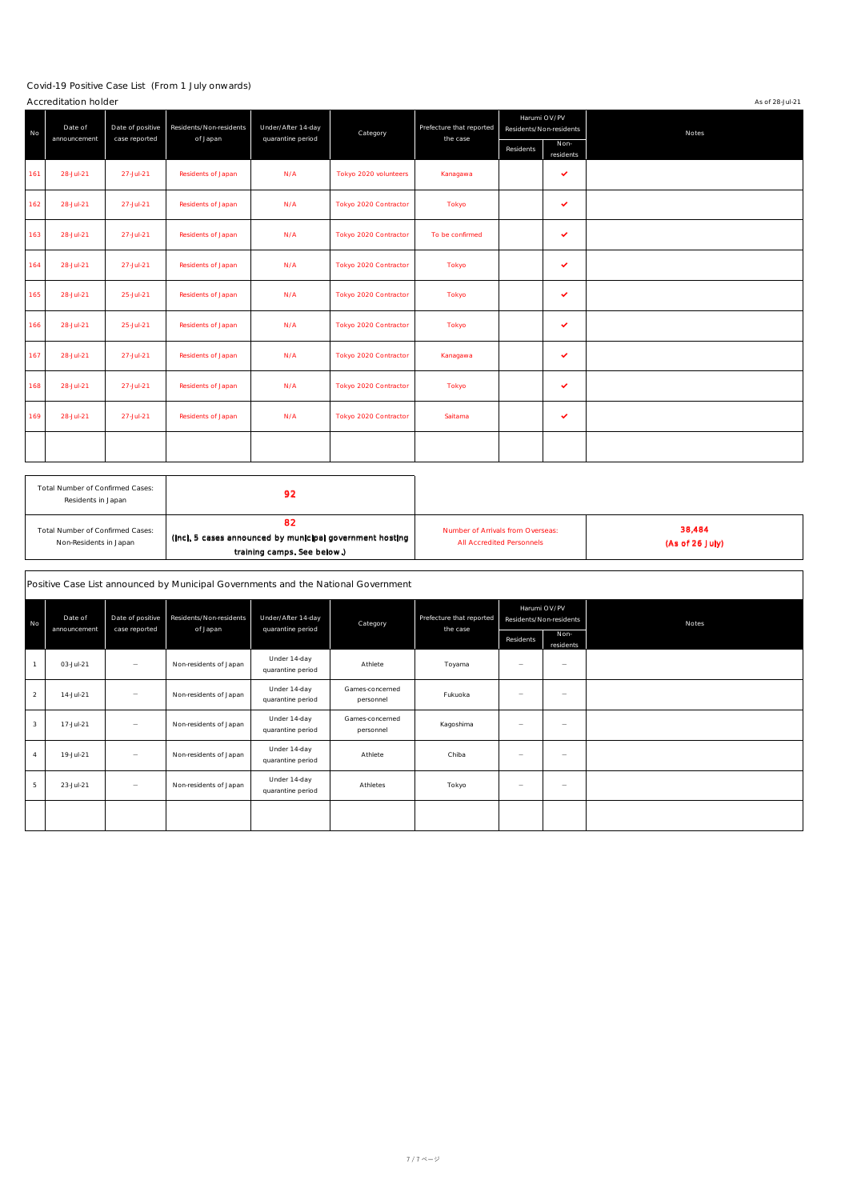Covid-19 Positive Case List (From 1 July onwards)

Accreditation holder

As of 28-Jul-21

| No | Date of announcement | Date of positive case reported | Residents/Non-residents of Japan | Under/After 14-day quarantine period | Category | Prefecture that reported the case | Harumi OV/PV Residents/Non-residents | | Notes |
|---|---|---|---|---|---|---|---|---|---|
| | | | | | | | Residents | Non-residents | |
| 161 | 28-Jul-21 | 27-Jul-21 | Residents of Japan | N/A | Tokyo 2020 volunteers | Kanagawa | | ✔ | |
| 162 | 28-Jul-21 | 27-Jul-21 | Residents of Japan | N/A | Tokyo 2020 Contractor | Tokyo | | ✔ | |
| 163 | 28-Jul-21 | 27-Jul-21 | Residents of Japan | N/A | Tokyo 2020 Contractor | To be confirmed | | ✔ | |
| 164 | 28-Jul-21 | 27-Jul-21 | Residents of Japan | N/A | Tokyo 2020 Contractor | Tokyo | | ✔ | |
| 165 | 28-Jul-21 | 25-Jul-21 | Residents of Japan | N/A | Tokyo 2020 Contractor | Tokyo | | ✔ | |
| 166 | 28-Jul-21 | 25-Jul-21 | Residents of Japan | N/A | Tokyo 2020 Contractor | Tokyo | | ✔ | |
| 167 | 28-Jul-21 | 27-Jul-21 | Residents of Japan | N/A | Tokyo 2020 Contractor | Kanagawa | | ✔ | |
| 168 | 28-Jul-21 | 27-Jul-21 | Residents of Japan | N/A | Tokyo 2020 Contractor | Tokyo | | ✔ | |
| 169 | 28-Jul-21 | 27-Jul-21 | Residents of Japan | N/A | Tokyo 2020 Contractor | Saitama | | ✔ | |
| | | | | | | | | | |

| Total Number of Confirmed Cases: Residents in Japan | 92 | | |
|---|---|---|---|
| Total Number of Confirmed Cases: Non-Residents in Japan | 82 (Incl. 5 cases announced by municipal government hosting training camps. See below.) | Number of Arrivals from Overseas: All Accredited Personnels | 38,484 (As of 26 July) |

Positive Case List announced by Municipal Governments and the National Government

| No | Date of announcement | Date of positive case reported | Residents/Non-residents of Japan | Under/After 14-day quarantine period | Category | Prefecture that reported the case | Harumi OV/PV Residents/Non-residents | | Notes |
|---|---|---|---|---|---|---|---|---|---|
| | | | | | | | Residents | Non-residents | |
| 1 | 03-Jul-21 | – | Non-residents of Japan | Under 14-day quarantine period | Athlete | Toyama | – | – | |
| 2 | 14-Jul-21 | – | Non-residents of Japan | Under 14-day quarantine period | Games-concerned personnel | Fukuoka | – | – | |
| 3 | 17-Jul-21 | – | Non-residents of Japan | Under 14-day quarantine period | Games-concerned personnel | Kagoshima | – | – | |
| 4 | 19-Jul-21 | – | Non-residents of Japan | Under 14-day quarantine period | Athlete | Chiba | – | – | |
| 5 | 23-Jul-21 | – | Non-residents of Japan | Under 14-day quarantine period | Athletes | Tokyo | – | – | |
| | | | | | | | | | |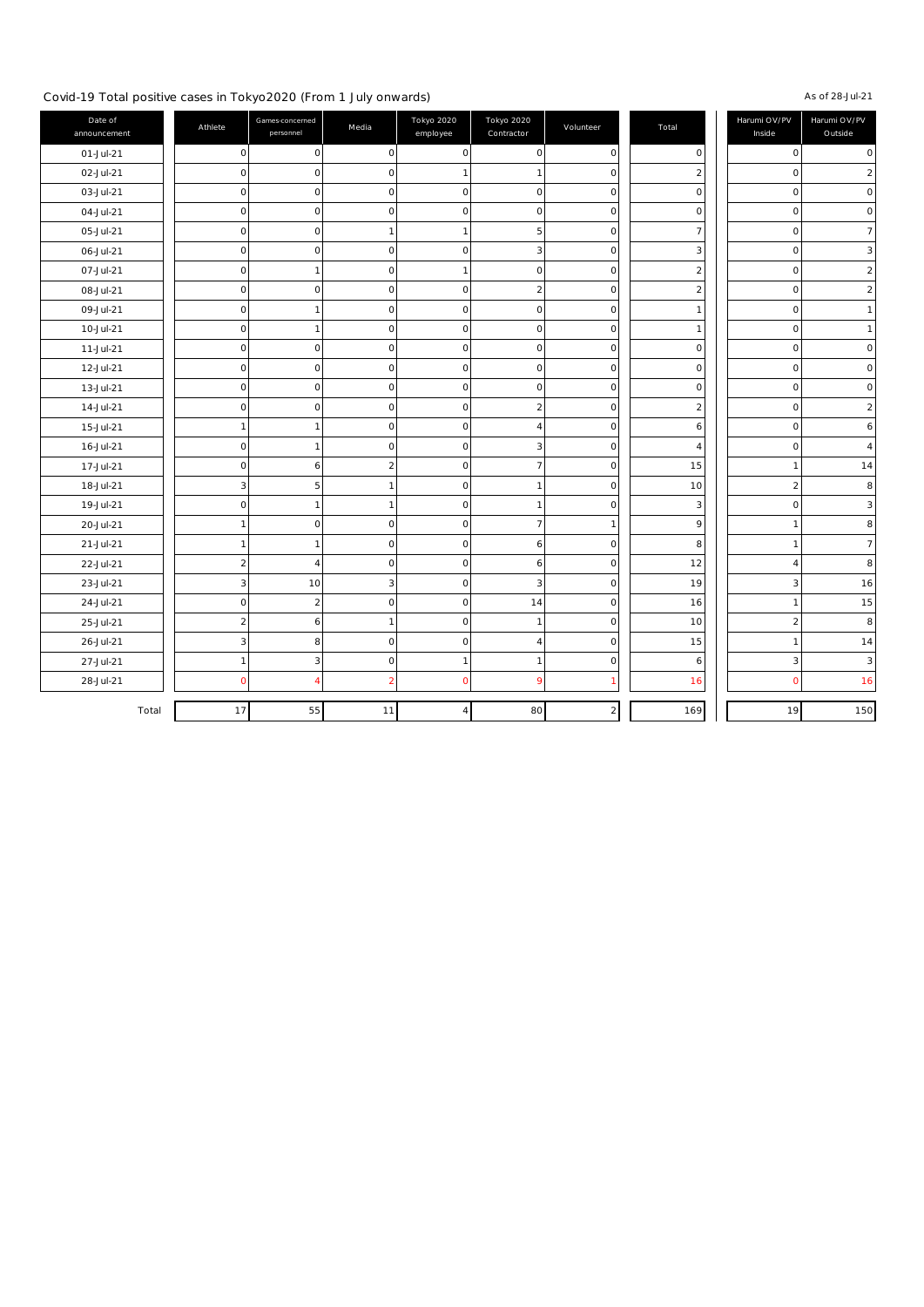Covid-19 Total positive cases in Tokyo2020 (From 1 July onwards)

As of 28-Jul-21

| Date of announcement | Athlete | Games-concerned personnel | Media | Tokyo 2020 employee | Tokyo 2020 Contractor | Volunteer | Total | Harumi OV/PV Inside | Harumi OV/PV Outside |
|---|---|---|---|---|---|---|---|---|---|
| 01-Jul-21 | 0 | 0 | 0 | 0 | 0 | 0 | 0 | 0 | 0 |
| 02-Jul-21 | 0 | 0 | 0 | 1 | 1 | 0 | 2 | 0 | 2 |
| 03-Jul-21 | 0 | 0 | 0 | 0 | 0 | 0 | 0 | 0 | 0 |
| 04-Jul-21 | 0 | 0 | 0 | 0 | 0 | 0 | 0 | 0 | 0 |
| 05-Jul-21 | 0 | 0 | 1 | 1 | 5 | 0 | 7 | 0 | 7 |
| 06-Jul-21 | 0 | 0 | 0 | 0 | 3 | 0 | 3 | 0 | 3 |
| 07-Jul-21 | 0 | 1 | 0 | 1 | 0 | 0 | 2 | 0 | 2 |
| 08-Jul-21 | 0 | 0 | 0 | 0 | 2 | 0 | 2 | 0 | 2 |
| 09-Jul-21 | 0 | 1 | 0 | 0 | 0 | 0 | 1 | 0 | 1 |
| 10-Jul-21 | 0 | 1 | 0 | 0 | 0 | 0 | 1 | 0 | 1 |
| 11-Jul-21 | 0 | 0 | 0 | 0 | 0 | 0 | 0 | 0 | 0 |
| 12-Jul-21 | 0 | 0 | 0 | 0 | 0 | 0 | 0 | 0 | 0 |
| 13-Jul-21 | 0 | 0 | 0 | 0 | 0 | 0 | 0 | 0 | 0 |
| 14-Jul-21 | 0 | 0 | 0 | 0 | 2 | 0 | 2 | 0 | 2 |
| 15-Jul-21 | 1 | 1 | 0 | 0 | 4 | 0 | 6 | 0 | 6 |
| 16-Jul-21 | 0 | 1 | 0 | 0 | 3 | 0 | 4 | 0 | 4 |
| 17-Jul-21 | 0 | 6 | 2 | 0 | 7 | 0 | 15 | 1 | 14 |
| 18-Jul-21 | 3 | 5 | 1 | 0 | 1 | 0 | 10 | 2 | 8 |
| 19-Jul-21 | 0 | 1 | 1 | 0 | 1 | 0 | 3 | 0 | 3 |
| 20-Jul-21 | 1 | 0 | 0 | 0 | 7 | 1 | 9 | 1 | 8 |
| 21-Jul-21 | 1 | 1 | 0 | 0 | 6 | 0 | 8 | 1 | 7 |
| 22-Jul-21 | 2 | 4 | 0 | 0 | 6 | 0 | 12 | 4 | 8 |
| 23-Jul-21 | 3 | 10 | 3 | 0 | 3 | 0 | 19 | 3 | 16 |
| 24-Jul-21 | 0 | 2 | 0 | 0 | 14 | 0 | 16 | 1 | 15 |
| 25-Jul-21 | 2 | 6 | 1 | 0 | 1 | 0 | 10 | 2 | 8 |
| 26-Jul-21 | 3 | 8 | 0 | 0 | 4 | 0 | 15 | 1 | 14 |
| 27-Jul-21 | 1 | 3 | 0 | 1 | 1 | 0 | 6 | 3 | 3 |
| 28-Jul-21 | 0 | 4 | 2 | 0 | 9 | 1 | 16 | 0 | 16 |
| Total | 17 | 55 | 11 | 4 | 80 | 2 | 169 | 19 | 150 |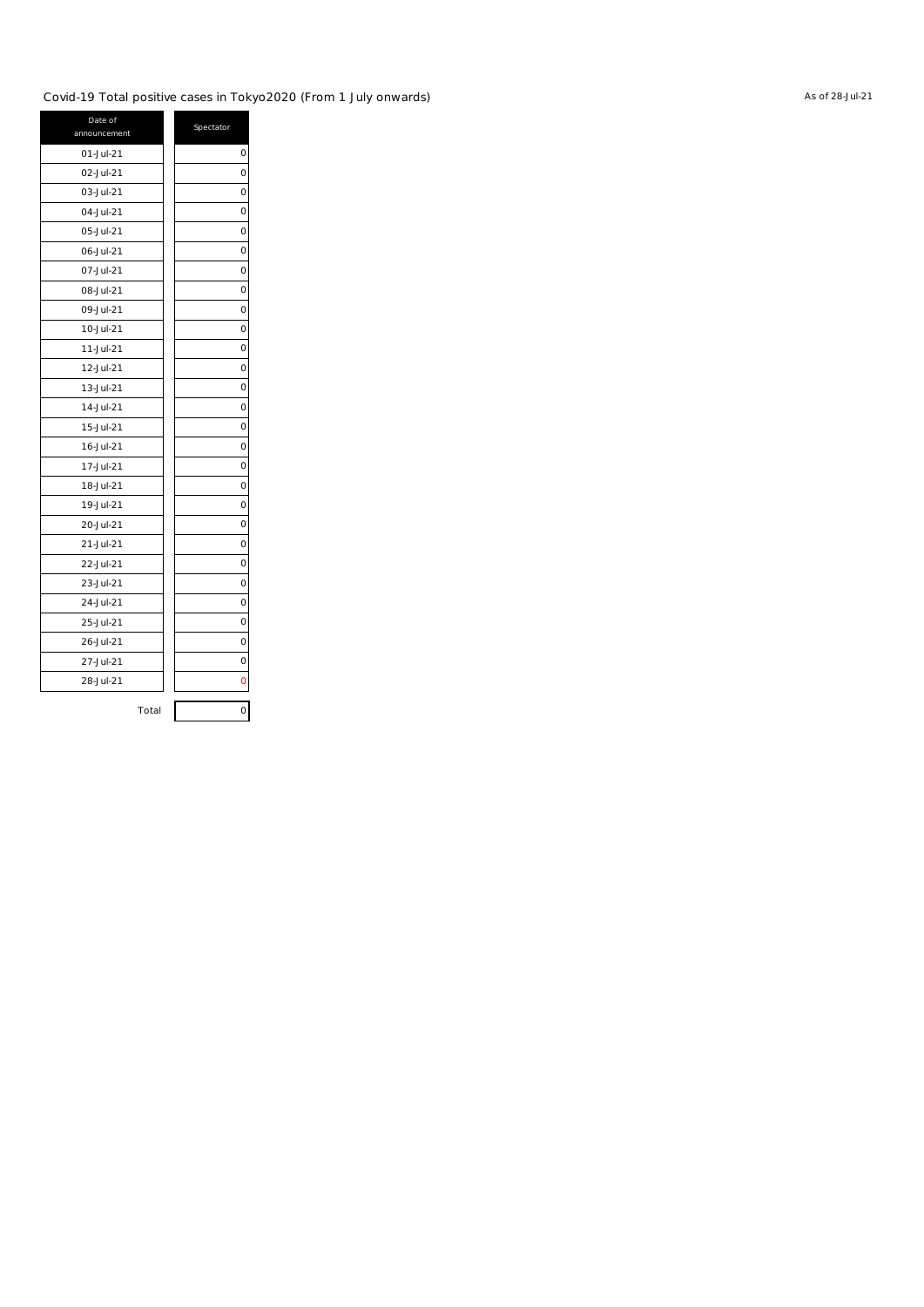Covid-19 Total positive cases in Tokyo2020 (From 1 July onwards)

As of 28-Jul-21

| Date of announcement | Spectator |
|---|---|
| 01-Jul-21 | 0 |
| 02-Jul-21 | 0 |
| 03-Jul-21 | 0 |
| 04-Jul-21 | 0 |
| 05-Jul-21 | 0 |
| 06-Jul-21 | 0 |
| 07-Jul-21 | 0 |
| 08-Jul-21 | 0 |
| 09-Jul-21 | 0 |
| 10-Jul-21 | 0 |
| 11-Jul-21 | 0 |
| 12-Jul-21 | 0 |
| 13-Jul-21 | 0 |
| 14-Jul-21 | 0 |
| 15-Jul-21 | 0 |
| 16-Jul-21 | 0 |
| 17-Jul-21 | 0 |
| 18-Jul-21 | 0 |
| 19-Jul-21 | 0 |
| 20-Jul-21 | 0 |
| 21-Jul-21 | 0 |
| 22-Jul-21 | 0 |
| 23-Jul-21 | 0 |
| 24-Jul-21 | 0 |
| 25-Jul-21 | 0 |
| 26-Jul-21 | 0 |
| 27-Jul-21 | 0 |
| 28-Jul-21 | 0 |
| Total | 0 |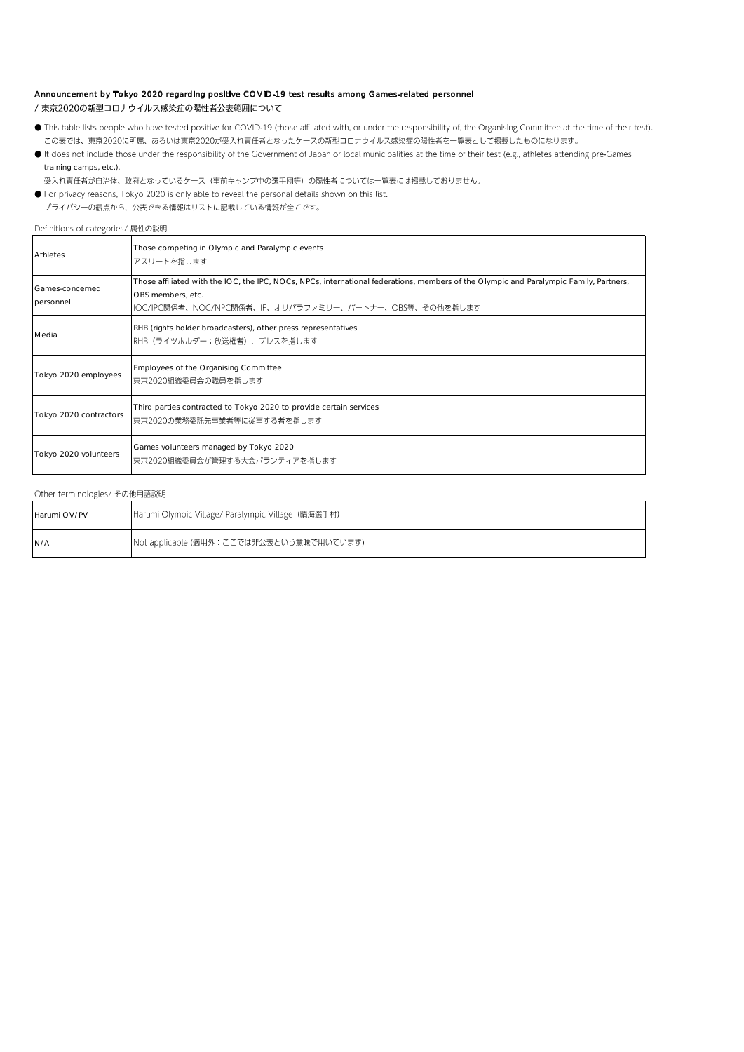**Announcement by Tokyo 2020 regarding positive COVID-19 test results among Games-related personnel**
**/ 東京2020の新型コロナウイルス感染症の陽性者公表範囲について**

- This table lists people who have tested positive for COVID-19 (those affiliated with, or under the responsibility of, the Organising Committee at the time of their test).
  この表では、東京2020に所属、あるいは東京2020が受入れ責任者となったケースの新型コロナウイルス感染症の陽性者を一覧表として掲載したものになります。
- It does not include those under the responsibility of the Government of Japan or local municipalities at the time of their test (e.g., athletes attending pre-Games training camps, etc.).
  受入れ責任者が自治体、政府となっているケース（事前キャンプ中の選手団等）の陽性者については一覧表には掲載しておりません。
- For privacy reasons, Tokyo 2020 is only able to reveal the personal details shown on this list.
  プライバシーの観点から、公表できる情報はリストに記載している情報が全てです。

Definitions of categories/ 属性の説明

| | |
|---|---|
| Athletes | Those competing in Olympic and Paralympic events<br>アスリートを指します |
| Games-concerned personnel | Those affiliated with the IOC, the IPC, NOCs, NPCs, international federations, members of the Olympic and Paralympic Family, Partners, OBS members, etc.<br>IOC/IPC関係者、NOC/NPC関係者、IF、オリパラファミリー、パートナー、OBS等、その他を指します |
| Media | RHB (rights holder broadcasters), other press representatives<br>RHB（ライツホルダー：放送権者）、プレスを指します |
| Tokyo 2020 employees | Employees of the Organising Committee<br>東京2020組織委員会の職員を指します |
| Tokyo 2020 contractors | Third parties contracted to Tokyo 2020 to provide certain services<br>東京2020の業務委託先事業者等に従事する者を指します |
| Tokyo 2020 volunteers | Games volunteers managed by Tokyo 2020<br>東京2020組織委員会が管理する大会ボランティアを指します |

Other terminologies/ その他用語説明

| | |
|---|---|
| Harumi OV/PV | Harumi Olympic Village/ Paralympic Village（晴海選手村） |
| N/A | Not applicable (適用外：ここでは非公表という意味で用いています) |